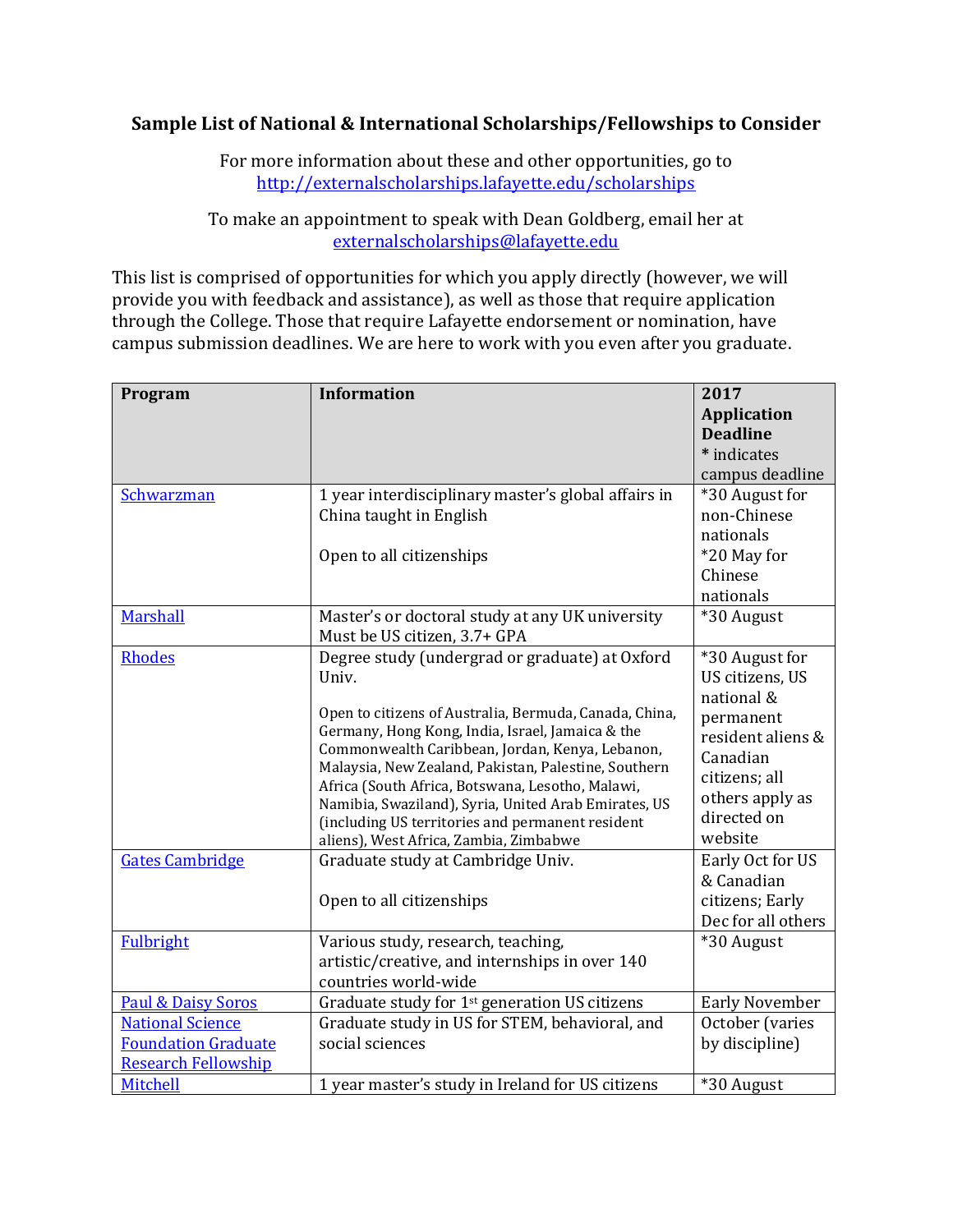# Sample List of National & International Scholarships/Fellowships to Consider

For more information about these and other opportunities, go to http://externalscholarships.lafayette.edu/scholarships

To make an appointment to speak with Dean Goldberg, email her at externalscholarships@lafayette.edu

This list is comprised of opportunities for which you apply directly (however, we will provide you with feedback and assistance), as well as those that require application through the College. Those that require Lafayette endorsement or nomination, have campus submission deadlines. We are here to work with you even after you graduate.

| Program | Information | 2017 Application Deadline * indicates campus deadline |
|---|---|---|
| Schwarzman | 1 year interdisciplinary master's global affairs in China taught in English<br><br>Open to all citizenships | *30 August for non-Chinese nationals<br>*20 May for Chinese nationals |
| Marshall | Master's or doctoral study at any UK university<br>Must be US citizen, 3.7+ GPA | *30 August |
| Rhodes | Degree study (undergrad or graduate) at Oxford Univ.<br><br>Open to citizens of Australia, Bermuda, Canada, China, Germany, Hong Kong, India, Israel, Jamaica & the Commonwealth Caribbean, Jordan, Kenya, Lebanon, Malaysia, New Zealand, Pakistan, Palestine, Southern Africa (South Africa, Botswana, Lesotho, Malawi, Namibia, Swaziland), Syria, United Arab Emirates, US (including US territories and permanent resident aliens), West Africa, Zambia, Zimbabwe | *30 August for US citizens, US national & permanent resident aliens & Canadian citizens; all others apply as directed on website |
| Gates Cambridge | Graduate study at Cambridge Univ.<br><br>Open to all citizenships | Early Oct for US & Canadian citizens; Early Dec for all others |
| Fulbright | Various study, research, teaching, artistic/creative, and internships in over 140 countries world-wide | *30 August |
| Paul & Daisy Soros | Graduate study for 1st generation US citizens | Early November |
| National Science Foundation Graduate Research Fellowship | Graduate study in US for STEM, behavioral, and social sciences | October (varies by discipline) |
| Mitchell | 1 year master's study in Ireland for US citizens | *30 August |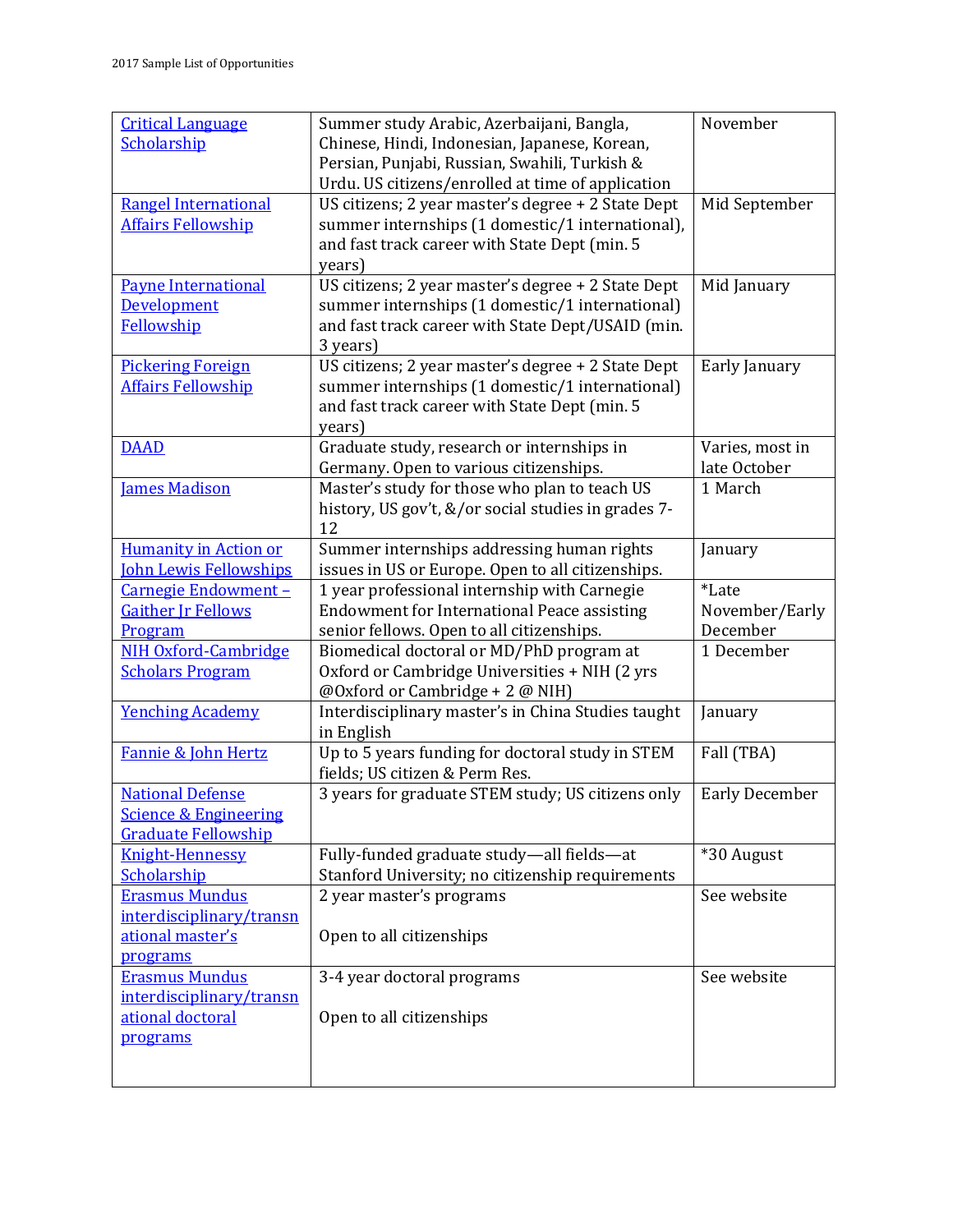| | | |
|---|---|---|
| Critical Language Scholarship | Summer study Arabic, Azerbaijani, Bangla, Chinese, Hindi, Indonesian, Japanese, Korean, Persian, Punjabi, Russian, Swahili, Turkish & Urdu. US citizens/enrolled at time of application | November |
| Rangel International Affairs Fellowship | US citizens; 2 year master's degree + 2 State Dept summer internships (1 domestic/1 international), and fast track career with State Dept (min. 5 years) | Mid September |
| Payne International Development Fellowship | US citizens; 2 year master's degree + 2 State Dept summer internships (1 domestic/1 international) and fast track career with State Dept/USAID (min. 3 years) | Mid January |
| Pickering Foreign Affairs Fellowship | US citizens; 2 year master's degree + 2 State Dept summer internships (1 domestic/1 international) and fast track career with State Dept (min. 5 years) | Early January |
| DAAD | Graduate study, research or internships in Germany. Open to various citizenships. | Varies, most in late October |
| James Madison | Master's study for those who plan to teach US history, US gov't, &/or social studies in grades 7-12 | 1 March |
| Humanity in Action or John Lewis Fellowships | Summer internships addressing human rights issues in US or Europe. Open to all citizenships. | January |
| Carnegie Endowment – Gaither Jr Fellows Program | 1 year professional internship with Carnegie Endowment for International Peace assisting senior fellows. Open to all citizenships. | *Late November/Early December |
| NIH Oxford-Cambridge Scholars Program | Biomedical doctoral or MD/PhD program at Oxford or Cambridge Universities + NIH (2 yrs @Oxford or Cambridge + 2 @ NIH) | 1 December |
| Yenching Academy | Interdisciplinary master's in China Studies taught in English | January |
| Fannie & John Hertz | Up to 5 years funding for doctoral study in STEM fields; US citizen & Perm Res. | Fall (TBA) |
| National Defense Science & Engineering Graduate Fellowship | 3 years for graduate STEM study; US citizens only | Early December |
| Knight-Hennessy Scholarship | Fully-funded graduate study—all fields—at Stanford University; no citizenship requirements | *30 August |
| Erasmus Mundus interdisciplinary/transnational master's programs | 2 year master's programs<br><br>Open to all citizenships | See website |
| Erasmus Mundus interdisciplinary/transnational doctoral programs | 3-4 year doctoral programs<br><br>Open to all citizenships | See website |